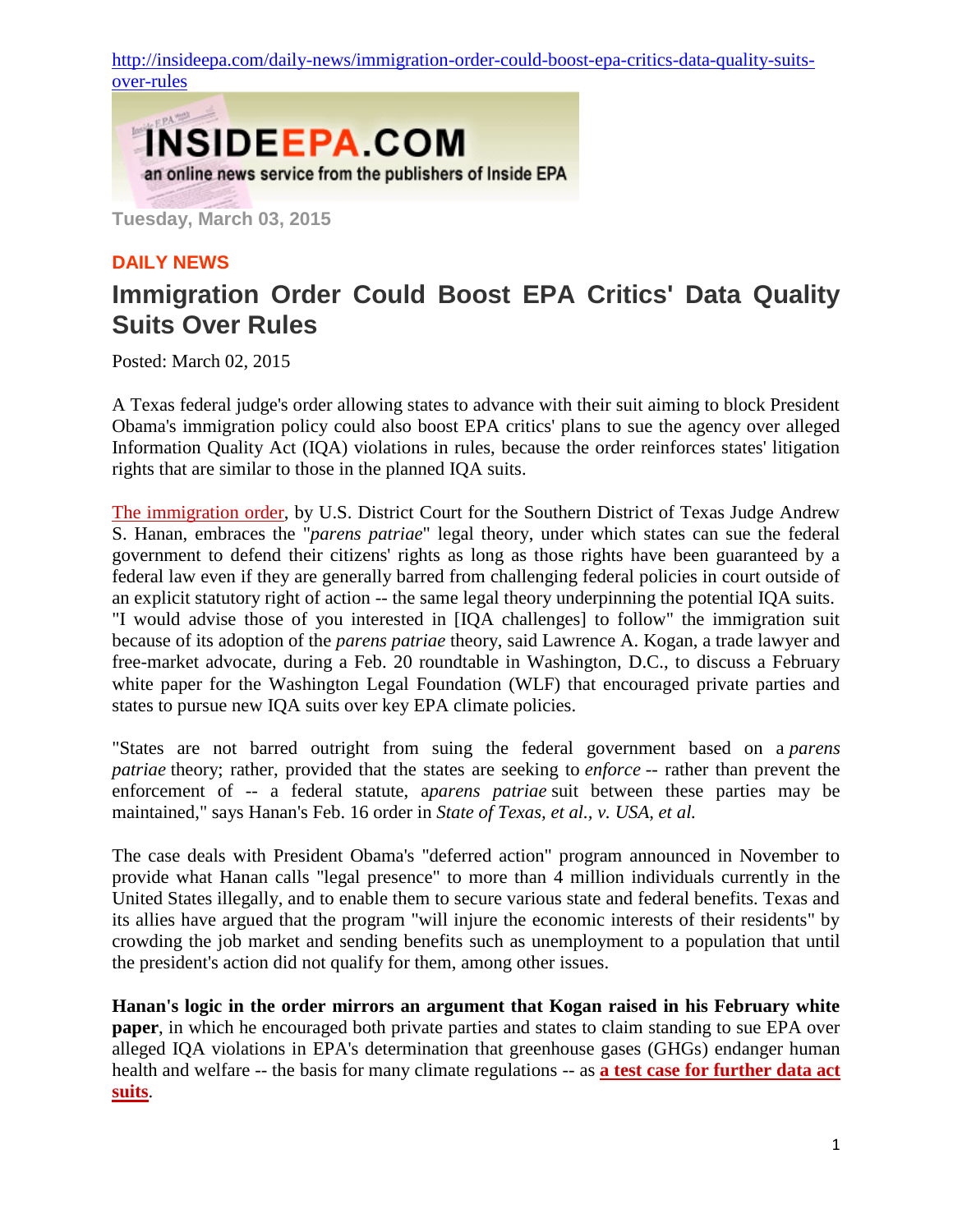http://insideepa.com/daily-news/immigration-order-could-boost-epa-critics-data-quality-suits-over-rules

INSIDEEPA.COM
an online news service from the publishers of Inside EPA

Tuesday, March 03, 2015

**DAILY NEWS**

# Immigration Order Could Boost EPA Critics' Data Quality Suits Over Rules

Posted: March 02, 2015

A Texas federal judge's order allowing states to advance with their suit aiming to block President Obama's immigration policy could also boost EPA critics' plans to sue the agency over alleged Information Quality Act (IQA) violations in rules, because the order reinforces states' litigation rights that are similar to those in the planned IQA suits.

The immigration order, by U.S. District Court for the Southern District of Texas Judge Andrew S. Hanan, embraces the "*parens patriae*" legal theory, under which states can sue the federal government to defend their citizens' rights as long as those rights have been guaranteed by a federal law even if they are generally barred from challenging federal policies in court outside of an explicit statutory right of action -- the same legal theory underpinning the potential IQA suits. "I would advise those of you interested in [IQA challenges] to follow" the immigration suit because of its adoption of the *parens patriae* theory, said Lawrence A. Kogan, a trade lawyer and free-market advocate, during a Feb. 20 roundtable in Washington, D.C., to discuss a February white paper for the Washington Legal Foundation (WLF) that encouraged private parties and states to pursue new IQA suits over key EPA climate policies.

"States are not barred outright from suing the federal government based on a *parens patriae* theory; rather, provided that the states are seeking to *enforce* -- rather than prevent the enforcement of -- a federal statute, a*parens patriae* suit between these parties may be maintained," says Hanan's Feb. 16 order in *State of Texas, et al., v. USA, et al.*

The case deals with President Obama's "deferred action" program announced in November to provide what Hanan calls "legal presence" to more than 4 million individuals currently in the United States illegally, and to enable them to secure various state and federal benefits. Texas and its allies have argued that the program "will injure the economic interests of their residents" by crowding the job market and sending benefits such as unemployment to a population that until the president's action did not qualify for them, among other issues.

**Hanan's logic in the order mirrors an argument that Kogan raised in his February white paper**, in which he encouraged both private parties and states to claim standing to sue EPA over alleged IQA violations in EPA's determination that greenhouse gases (GHGs) endanger human health and welfare -- the basis for many climate regulations -- as **a test case for further data act suits**.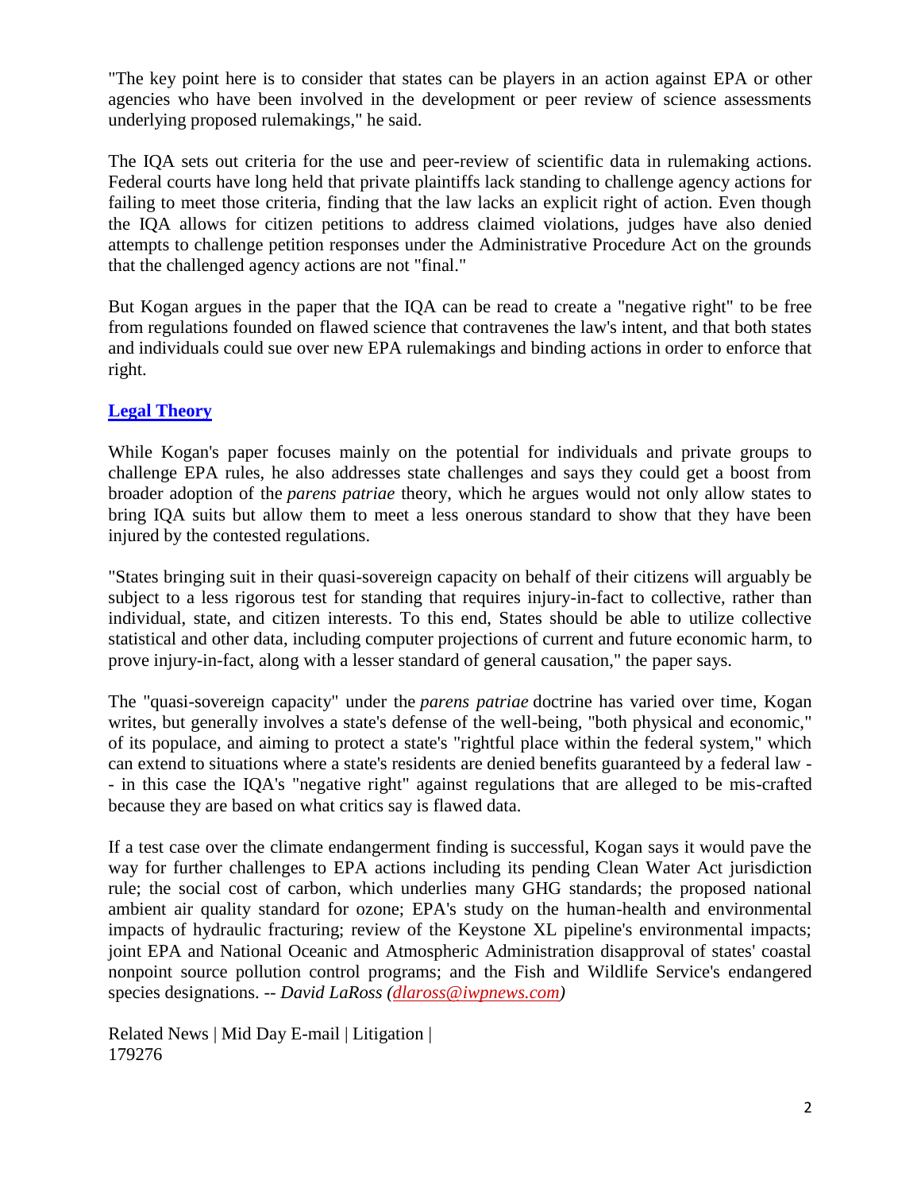"The key point here is to consider that states can be players in an action against EPA or other agencies who have been involved in the development or peer review of science assessments underlying proposed rulemakings," he said.

The IQA sets out criteria for the use and peer-review of scientific data in rulemaking actions. Federal courts have long held that private plaintiffs lack standing to challenge agency actions for failing to meet those criteria, finding that the law lacks an explicit right of action. Even though the IQA allows for citizen petitions to address claimed violations, judges have also denied attempts to challenge petition responses under the Administrative Procedure Act on the grounds that the challenged agency actions are not "final."

But Kogan argues in the paper that the IQA can be read to create a "negative right" to be free from regulations founded on flawed science that contravenes the law's intent, and that both states and individuals could sue over new EPA rulemakings and binding actions in order to enforce that right.

## **Legal Theory**

While Kogan's paper focuses mainly on the potential for individuals and private groups to challenge EPA rules, he also addresses state challenges and says they could get a boost from broader adoption of the *parens patriae* theory, which he argues would not only allow states to bring IQA suits but allow them to meet a less onerous standard to show that they have been injured by the contested regulations.

"States bringing suit in their quasi-sovereign capacity on behalf of their citizens will arguably be subject to a less rigorous test for standing that requires injury-in-fact to collective, rather than individual, state, and citizen interests. To this end, States should be able to utilize collective statistical and other data, including computer projections of current and future economic harm, to prove injury-in-fact, along with a lesser standard of general causation," the paper says.

The "quasi-sovereign capacity" under the *parens patriae* doctrine has varied over time, Kogan writes, but generally involves a state's defense of the well-being, "both physical and economic," of its populace, and aiming to protect a state's "rightful place within the federal system," which can extend to situations where a state's residents are denied benefits guaranteed by a federal law -- in this case the IQA's "negative right" against regulations that are alleged to be mis-crafted because they are based on what critics say is flawed data.

If a test case over the climate endangerment finding is successful, Kogan says it would pave the way for further challenges to EPA actions including its pending Clean Water Act jurisdiction rule; the social cost of carbon, which underlies many GHG standards; the proposed national ambient air quality standard for ozone; EPA's study on the human-health and environmental impacts of hydraulic fracturing; review of the Keystone XL pipeline's environmental impacts; joint EPA and National Oceanic and Atmospheric Administration disapproval of states' coastal nonpoint source pollution control programs; and the Fish and Wildlife Service's endangered species designations. -- *David LaRoss (dlaross@iwpnews.com)*

Related News | Mid Day E-mail | Litigation |
179276